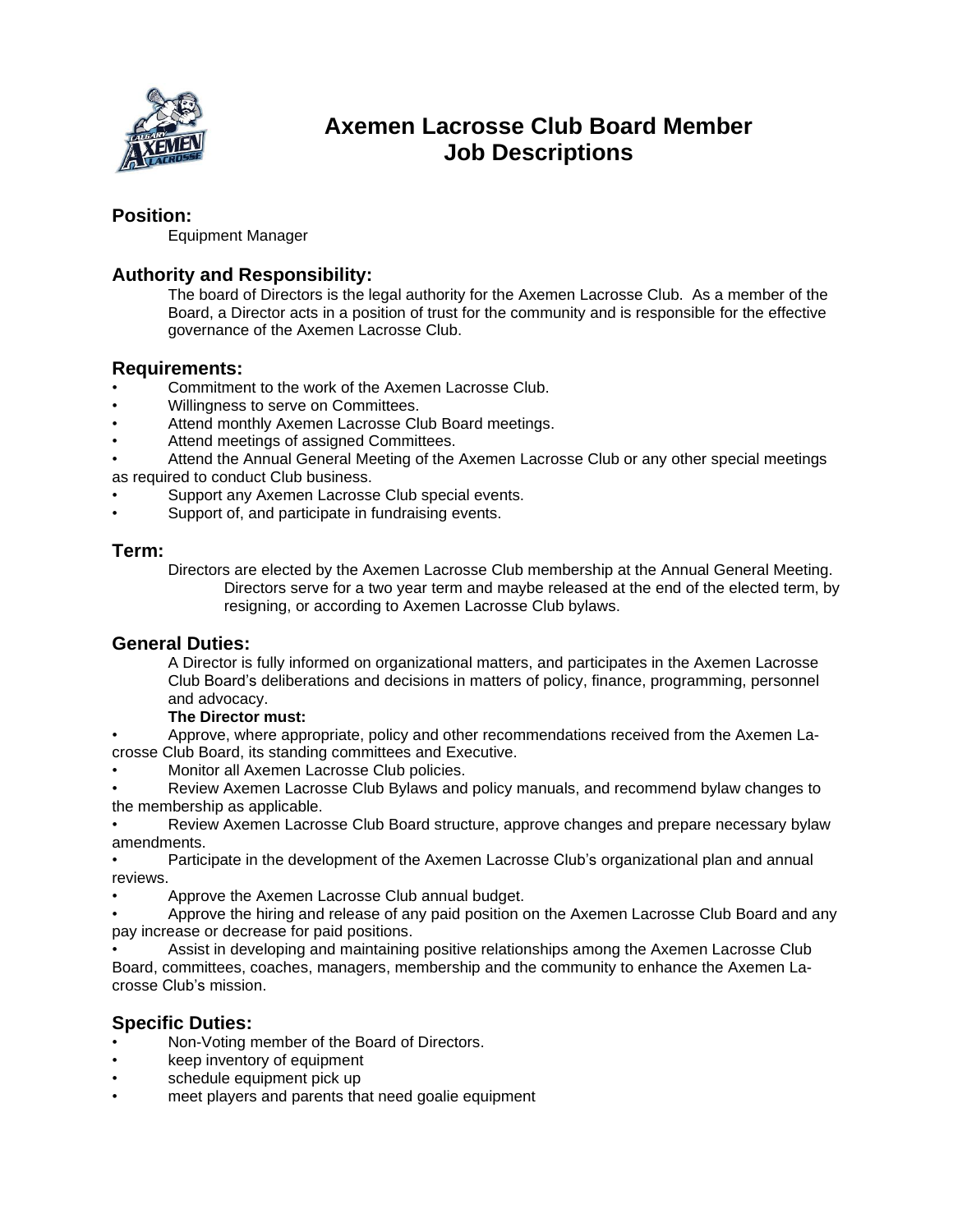# Axemen Lacrosse Club Board Member Job Descriptions

## Position:

Equipment Manager

## Authority and Responsibility:

The board of Directors is the legal authority for the Axemen Lacrosse Club. As a member of the Board, a Director acts in a position of trust for the community and is responsible for the effective governance of the Axemen Lacrosse Club.

## Requirements:

- Commitment to the work of the Axemen Lacrosse Club.
- Willingness to serve on Committees.
- Attend monthly Axemen Lacrosse Club Board meetings.
- Attend meetings of assigned Committees.
- Attend the Annual General Meeting of the Axemen Lacrosse Club or any other special meetings as required to conduct Club business.
- Support any Axemen Lacrosse Club special events.
- Support of, and participate in fundraising events.

## Term:

Directors are elected by the Axemen Lacrosse Club membership at the Annual General Meeting. Directors serve for a two year term and maybe released at the end of the elected term, by resigning, or according to Axemen Lacrosse Club bylaws.

## General Duties:

A Director is fully informed on organizational matters, and participates in the Axemen Lacrosse Club Board's deliberations and decisions in matters of policy, finance, programming, personnel and advocacy.

**The Director must:**

- Approve, where appropriate, policy and other recommendations received from the Axemen Lacrosse Club Board, its standing committees and Executive.
- Monitor all Axemen Lacrosse Club policies.
- Review Axemen Lacrosse Club Bylaws and policy manuals, and recommend bylaw changes to the membership as applicable.
- Review Axemen Lacrosse Club Board structure, approve changes and prepare necessary bylaw amendments.
- Participate in the development of the Axemen Lacrosse Club's organizational plan and annual reviews.
- Approve the Axemen Lacrosse Club annual budget.
- Approve the hiring and release of any paid position on the Axemen Lacrosse Club Board and any pay increase or decrease for paid positions.
- Assist in developing and maintaining positive relationships among the Axemen Lacrosse Club Board, committees, coaches, managers, membership and the community to enhance the Axemen Lacrosse Club's mission.

## Specific Duties:

- Non-Voting member of the Board of Directors.
- keep inventory of equipment
- schedule equipment pick up
- meet players and parents that need goalie equipment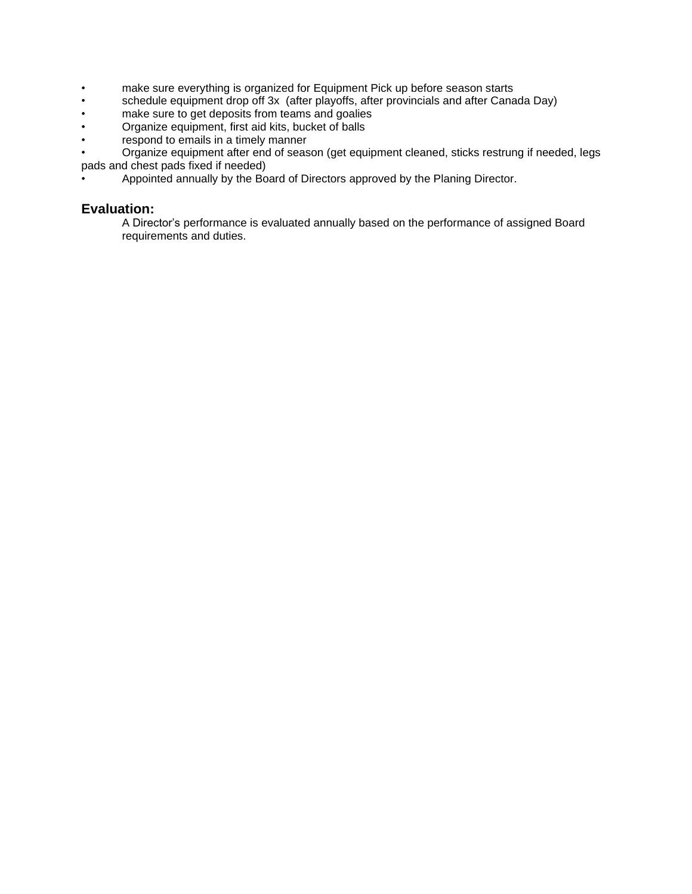- make sure everything is organized for Equipment Pick up before season starts
- schedule equipment drop off 3x (after playoffs, after provincials and after Canada Day)
- make sure to get deposits from teams and goalies
- Organize equipment, first aid kits, bucket of balls
- respond to emails in a timely manner
- Organize equipment after end of season (get equipment cleaned, sticks restrung if needed, legs pads and chest pads fixed if needed)
- Appointed annually by the Board of Directors approved by the Planing Director.

## Evaluation:

A Director's performance is evaluated annually based on the performance of assigned Board requirements and duties.